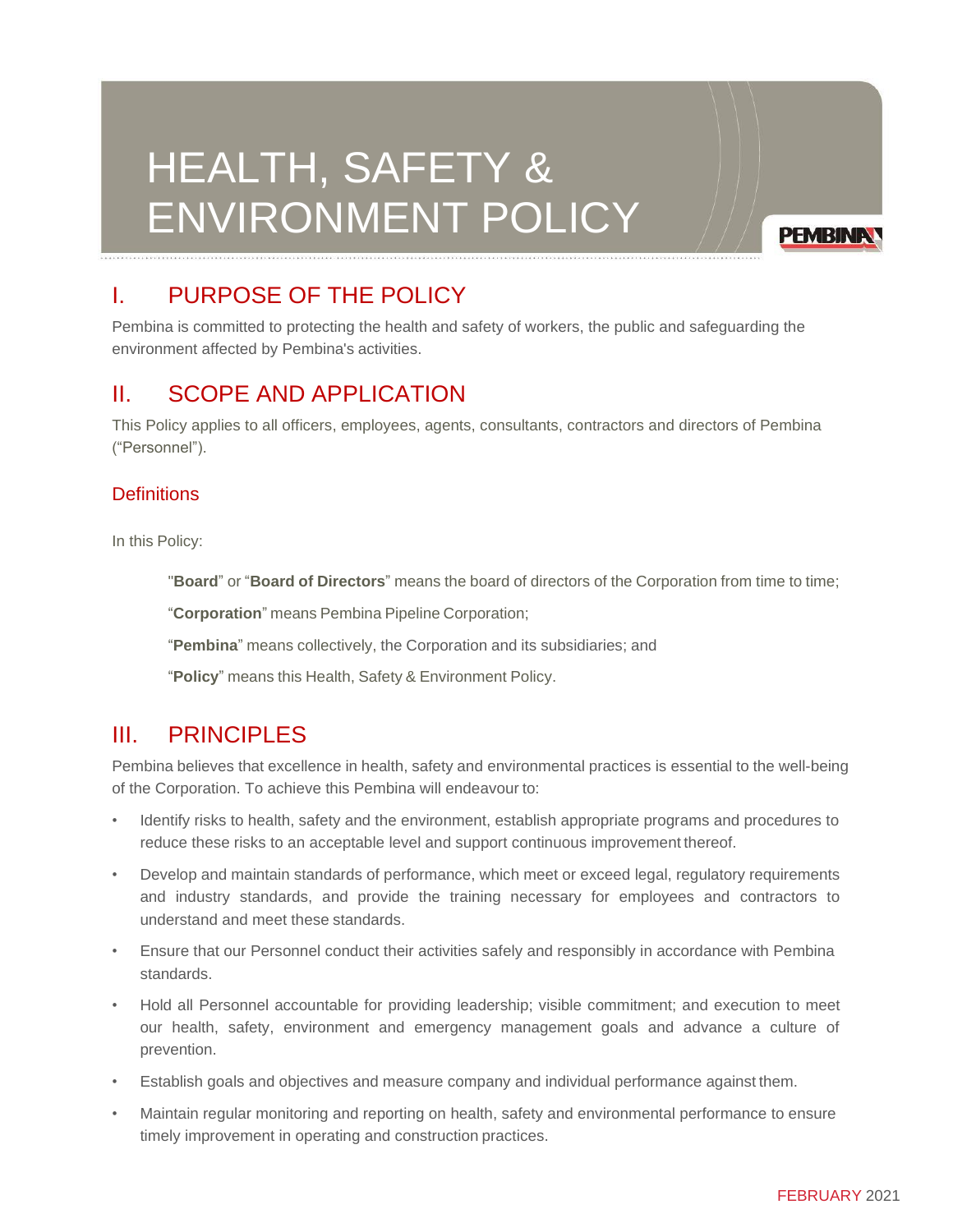# HEALTH, SAFETY & ENVIRONMENT POLICY

## I. PURPOSE OF THE POLICY

Pembina is committed to protecting the health and safety of workers, the public and safeguarding the environment affected by Pembina's activities.

## II. SCOPE AND APPLICATION

This Policy applies to all officers, employees, agents, consultants, contractors and directors of Pembina ("Personnel").

### Definitions

In this Policy:

"**Board**" or "**Board of Directors**" means the board of directors of the Corporation from time to time;

"**Corporation**" means Pembina Pipeline Corporation;

"**Pembina**" means collectively, the Corporation and its subsidiaries; and

"**Policy**" means this Health, Safety & Environment Policy.

## III. PRINCIPLES

Pembina believes that excellence in health, safety and environmental practices is essential to the well-being of the Corporation. To achieve this Pembina will endeavour to:

- Identify risks to health, safety and the environment, establish appropriate programs and procedures to reduce these risks to an acceptable level and support continuous improvement thereof.
- Develop and maintain standards of performance, which meet or exceed legal, regulatory requirements and industry standards, and provide the training necessary for employees and contractors to understand and meet these standards.
- Ensure that our Personnel conduct their activities safely and responsibly in accordance with Pembina standards.
- Hold all Personnel accountable for providing leadership; visible commitment; and execution to meet our health, safety, environment and emergency management goals and advance a culture of prevention.
- Establish goals and objectives and measure company and individual performance against them.
- Maintain regular monitoring and reporting on health, safety and environmental performance to ensure timely improvement in operating and construction practices.

FEBRUARY 2021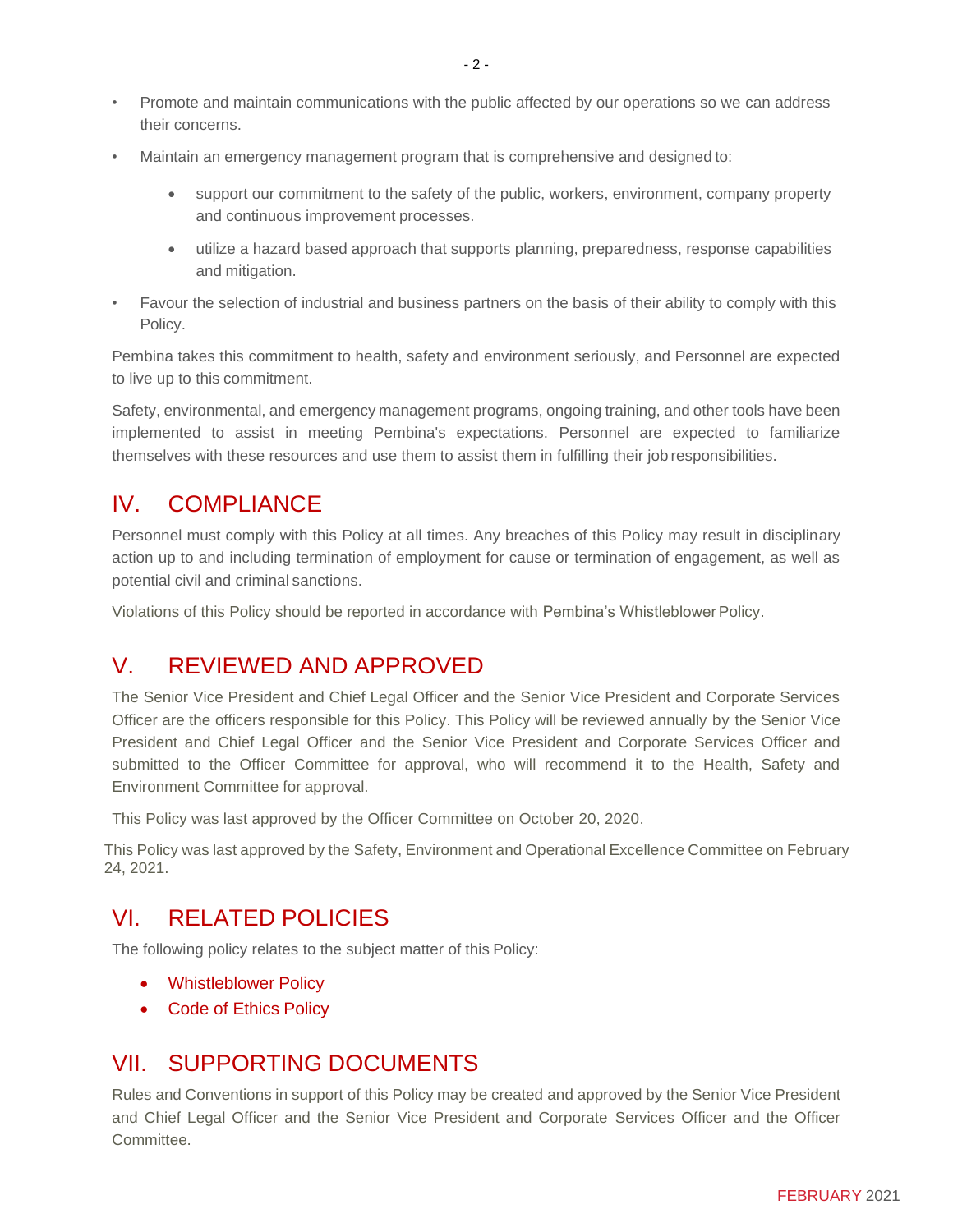- Promote and maintain communications with the public affected by our operations so we can address their concerns.
- Maintain an emergency management program that is comprehensive and designed to:
  - support our commitment to the safety of the public, workers, environment, company property and continuous improvement processes.
  - utilize a hazard based approach that supports planning, preparedness, response capabilities and mitigation.
- Favour the selection of industrial and business partners on the basis of their ability to comply with this Policy.

Pembina takes this commitment to health, safety and environment seriously, and Personnel are expected to live up to this commitment.

Safety, environmental, and emergency management programs, ongoing training, and other tools have been implemented to assist in meeting Pembina's expectations. Personnel are expected to familiarize themselves with these resources and use them to assist them in fulfilling their job responsibilities.

## IV. COMPLIANCE

Personnel must comply with this Policy at all times. Any breaches of this Policy may result in disciplinary action up to and including termination of employment for cause or termination of engagement, as well as potential civil and criminal sanctions.

Violations of this Policy should be reported in accordance with Pembina's Whistleblower Policy.

## V. REVIEWED AND APPROVED

The Senior Vice President and Chief Legal Officer and the Senior Vice President and Corporate Services Officer are the officers responsible for this Policy. This Policy will be reviewed annually by the Senior Vice President and Chief Legal Officer and the Senior Vice President and Corporate Services Officer and submitted to the Officer Committee for approval, who will recommend it to the Health, Safety and Environment Committee for approval.

This Policy was last approved by the Officer Committee on October 20, 2020.

This Policy was last approved by the Safety, Environment and Operational Excellence Committee on February 24, 2021.

## VI. RELATED POLICIES

The following policy relates to the subject matter of this Policy:

- Whistleblower Policy
- Code of Ethics Policy

## VII. SUPPORTING DOCUMENTS

Rules and Conventions in support of this Policy may be created and approved by the Senior Vice President and Chief Legal Officer and the Senior Vice President and Corporate Services Officer and the Officer Committee.